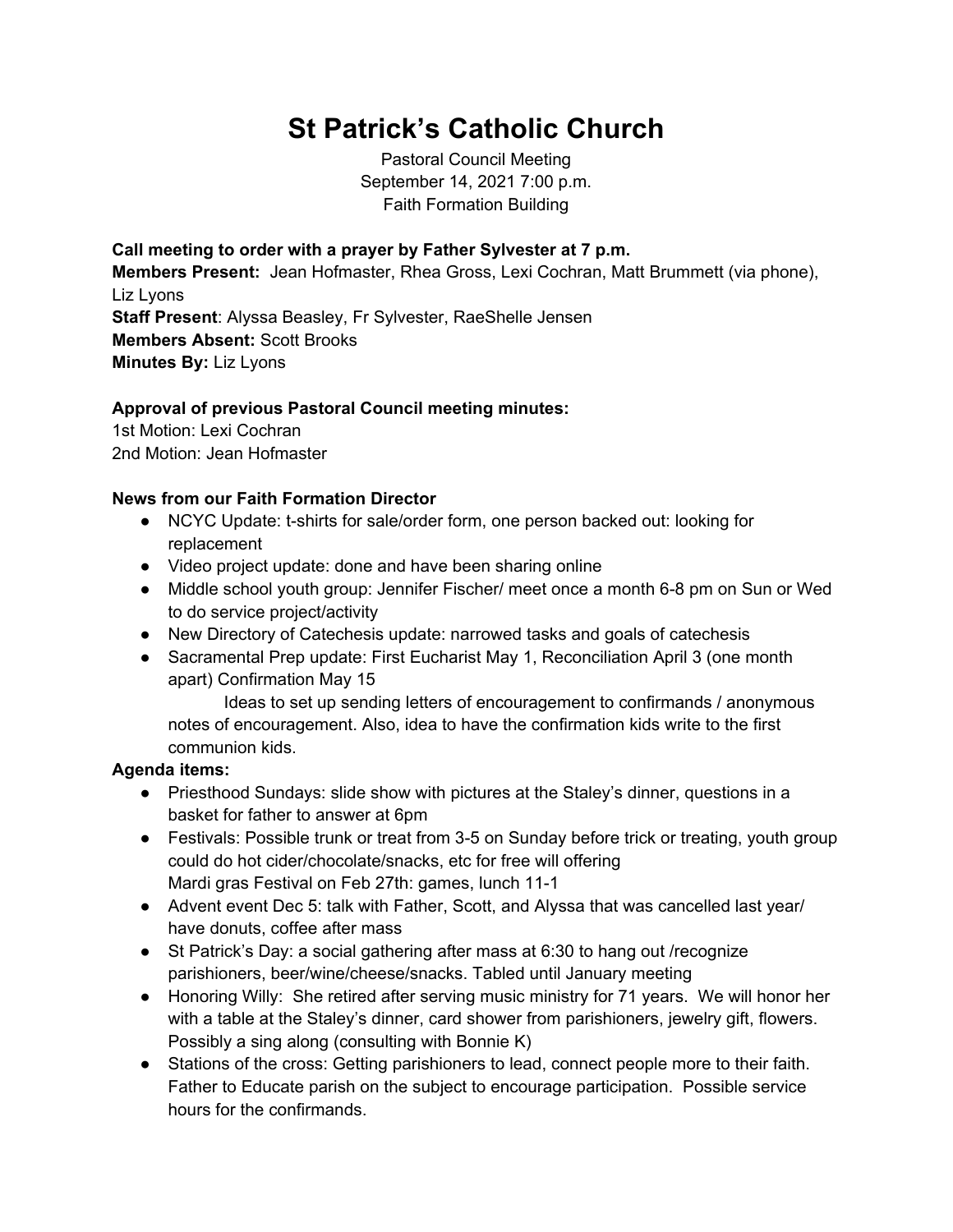# St Patrick's Catholic Church

Pastoral Council Meeting
September 14, 2021 7:00 p.m.
Faith Formation Building

**Call meeting to order with a prayer by Father Sylvester at 7 p.m.**
**Members Present:** Jean Hofmaster, Rhea Gross, Lexi Cochran, Matt Brummett (via phone), Liz Lyons
**Staff Present**: Alyssa Beasley, Fr Sylvester, RaeShelle Jensen
**Members Absent:** Scott Brooks
**Minutes By:** Liz Lyons

**Approval of previous Pastoral Council meeting minutes:**
1st Motion: Lexi Cochran
2nd Motion: Jean Hofmaster

**News from our Faith Formation Director**

- NCYC Update: t-shirts for sale/order form, one person backed out: looking for replacement
- Video project update: done and have been sharing online
- Middle school youth group: Jennifer Fischer/ meet once a month 6-8 pm on Sun or Wed to do service project/activity
- New Directory of Catechesis update: narrowed tasks and goals of catechesis
- Sacramental Prep update: First Eucharist May 1, Reconciliation April 3 (one month apart) Confirmation May 15

  Ideas to set up sending letters of encouragement to confirmands / anonymous notes of encouragement. Also, idea to have the confirmation kids write to the first communion kids.

**Agenda items:**

- Priesthood Sundays: slide show with pictures at the Staley's dinner, questions in a basket for father to answer at 6pm
- Festivals: Possible trunk or treat from 3-5 on Sunday before trick or treating, youth group could do hot cider/chocolate/snacks, etc for free will offering
  Mardi gras Festival on Feb 27th: games, lunch 11-1
- Advent event Dec 5: talk with Father, Scott, and Alyssa that was cancelled last year/ have donuts, coffee after mass
- St Patrick's Day: a social gathering after mass at 6:30 to hang out /recognize parishioners, beer/wine/cheese/snacks. Tabled until January meeting
- Honoring Willy: She retired after serving music ministry for 71 years. We will honor her with a table at the Staley's dinner, card shower from parishioners, jewelry gift, flowers. Possibly a sing along (consulting with Bonnie K)
- Stations of the cross: Getting parishioners to lead, connect people more to their faith. Father to Educate parish on the subject to encourage participation. Possible service hours for the confirmands.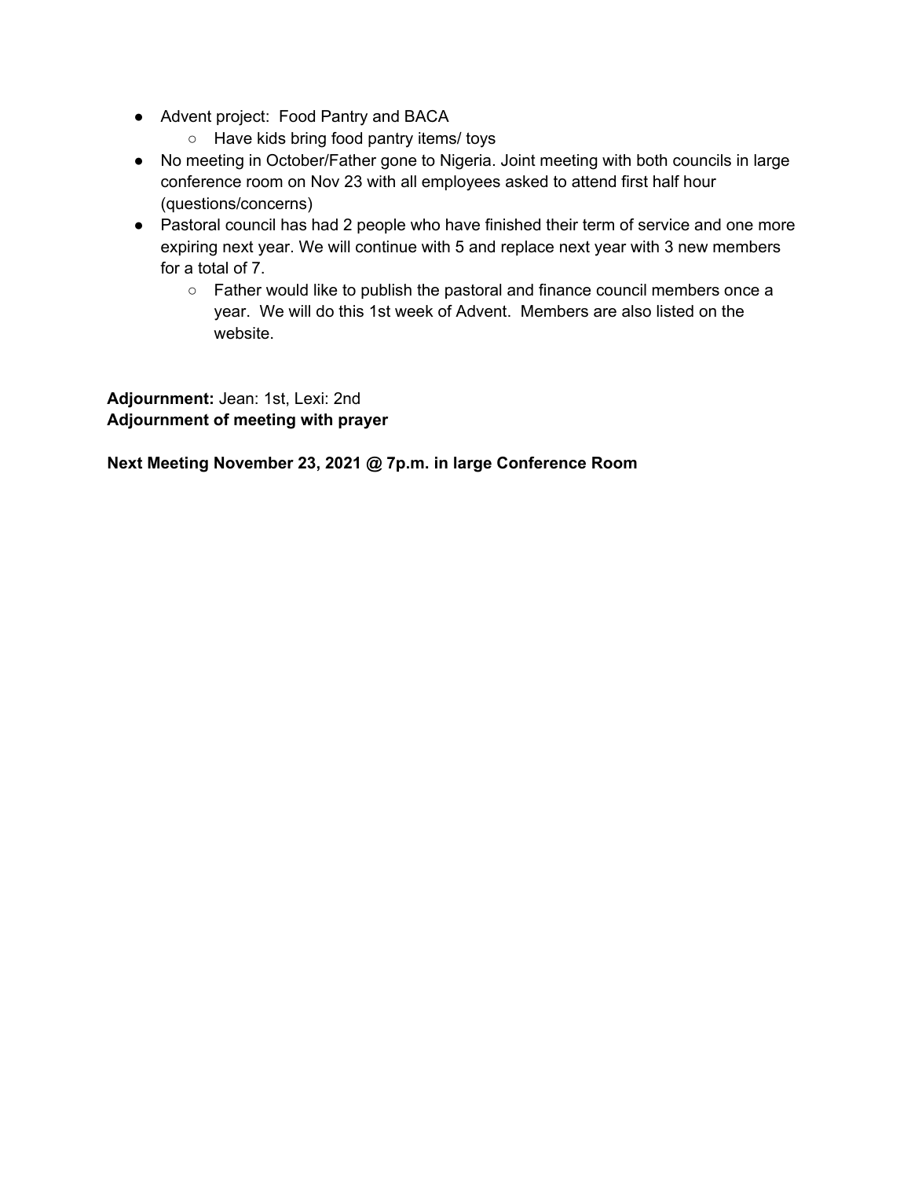- Advent project: Food Pantry and BACA
  - Have kids bring food pantry items/ toys
- No meeting in October/Father gone to Nigeria. Joint meeting with both councils in large conference room on Nov 23 with all employees asked to attend first half hour (questions/concerns)
- Pastoral council has had 2 people who have finished their term of service and one more expiring next year. We will continue with 5 and replace next year with 3 new members for a total of 7.
  - Father would like to publish the pastoral and finance council members once a year. We will do this 1st week of Advent. Members are also listed on the website.

**Adjournment:** Jean: 1st, Lexi: 2nd
**Adjournment of meeting with prayer**

**Next Meeting November 23, 2021 @ 7p.m. in large Conference Room**